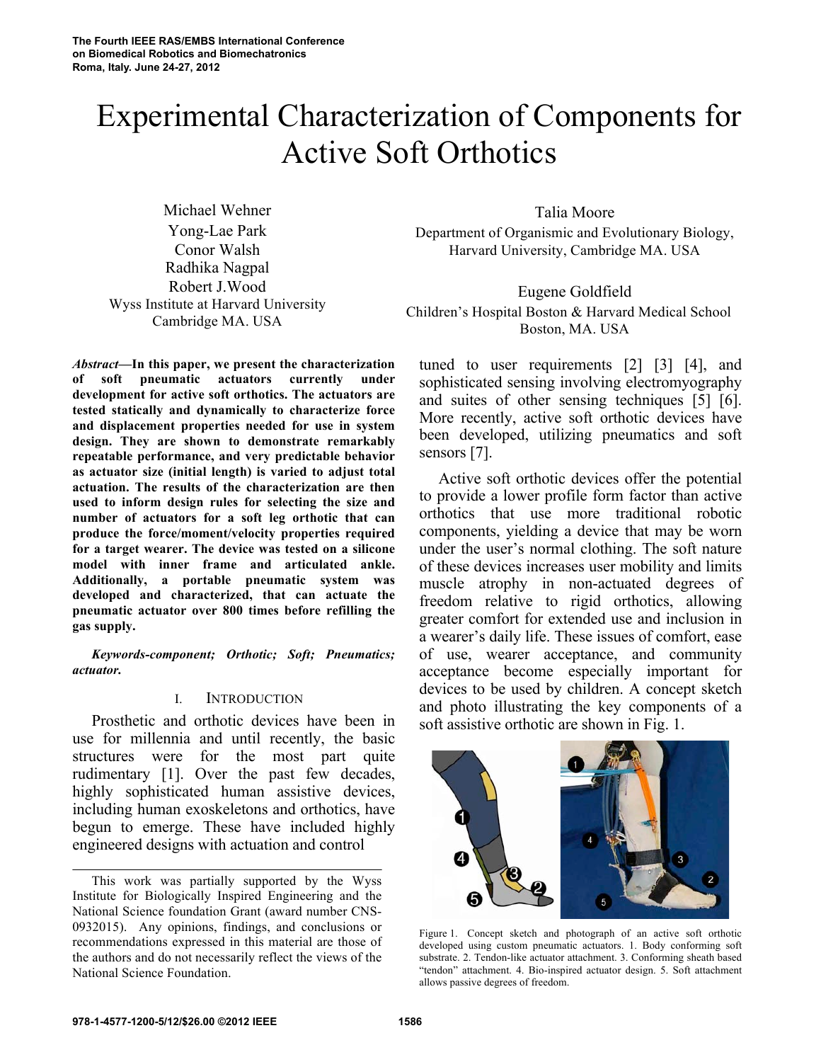# Experimental Characterization of Components for Active Soft Orthotics

Michael Wehner
Yong-Lae Park
Conor Walsh
Radhika Nagpal
Robert J.Wood
Wyss Institute at Harvard University
Cambridge MA. USA

Talia Moore
Department of Organismic and Evolutionary Biology,
Harvard University, Cambridge MA. USA

Eugene Goldfield
Children's Hospital Boston & Harvard Medical School
Boston, MA. USA

***Abstract*—In this paper, we present the characterization of soft pneumatic actuators currently under development for active soft orthotics. The actuators are tested statically and dynamically to characterize force and displacement properties needed for use in system design. They are shown to demonstrate remarkably repeatable performance, and very predictable behavior as actuator size (initial length) is varied to adjust total actuation. The results of the characterization are then used to inform design rules for selecting the size and number of actuators for a soft leg orthotic that can produce the force/moment/velocity properties required for a target wearer. The device was tested on a silicone model with inner frame and articulated ankle. Additionally, a portable pneumatic system was developed and characterized, that can actuate the pneumatic actuator over 800 times before refilling the gas supply.**

***Keywords-component; Orthotic; Soft; Pneumatics; actuator.***

## I. Introduction

Prosthetic and orthotic devices have been in use for millennia and until recently, the basic structures were for the most part quite rudimentary [1]. Over the past few decades, highly sophisticated human assistive devices, including human exoskeletons and orthotics, have begun to emerge. These have included highly engineered designs with actuation and control tuned to user requirements [2] [3] [4], and sophisticated sensing involving electromyography and suites of other sensing techniques [5] [6]. More recently, active soft orthotic devices have been developed, utilizing pneumatics and soft sensors [7].

Active soft orthotic devices offer the potential to provide a lower profile form factor than active orthotics that use more traditional robotic components, yielding a device that may be worn under the user's normal clothing. The soft nature of these devices increases user mobility and limits muscle atrophy in non-actuated degrees of freedom relative to rigid orthotics, allowing greater comfort for extended use and inclusion in a wearer's daily life. These issues of comfort, ease of use, wearer acceptance, and community acceptance become especially important for devices to be used by children. A concept sketch and photo illustrating the key components of a soft assistive orthotic are shown in Fig. 1.

Figure 1. Concept sketch and photograph of an active soft orthotic developed using custom pneumatic actuators. 1. Body conforming soft substrate. 2. Tendon-like actuator attachment. 3. Conforming sheath based "tendon" attachment. 4. Bio-inspired actuator design. 5. Soft attachment allows passive degrees of freedom.

This work was partially supported by the Wyss Institute for Biologically Inspired Engineering and the National Science foundation Grant (award number CNS-0932015). Any opinions, findings, and conclusions or recommendations expressed in this material are those of the authors and do not necessarily reflect the views of the National Science Foundation.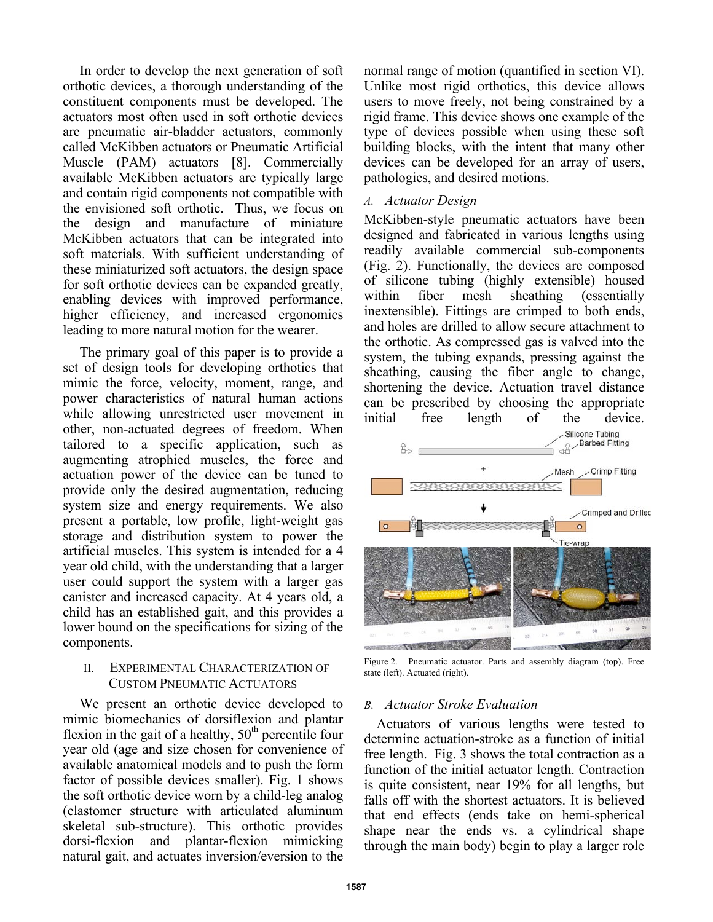In order to develop the next generation of soft orthotic devices, a thorough understanding of the constituent components must be developed. The actuators most often used in soft orthotic devices are pneumatic air-bladder actuators, commonly called McKibben actuators or Pneumatic Artificial Muscle (PAM) actuators [8]. Commercially available McKibben actuators are typically large and contain rigid components not compatible with the envisioned soft orthotic. Thus, we focus on the design and manufacture of miniature McKibben actuators that can be integrated into soft materials. With sufficient understanding of these miniaturized soft actuators, the design space for soft orthotic devices can be expanded greatly, enabling devices with improved performance, higher efficiency, and increased ergonomics leading to more natural motion for the wearer.

The primary goal of this paper is to provide a set of design tools for developing orthotics that mimic the force, velocity, moment, range, and power characteristics of natural human actions while allowing unrestricted user movement in other, non-actuated degrees of freedom. When tailored to a specific application, such as augmenting atrophied muscles, the force and actuation power of the device can be tuned to provide only the desired augmentation, reducing system size and energy requirements. We also present a portable, low profile, light-weight gas storage and distribution system to power the artificial muscles. This system is intended for a 4 year old child, with the understanding that a larger user could support the system with a larger gas canister and increased capacity. At 4 years old, a child has an established gait, and this provides a lower bound on the specifications for sizing of the components.

## II. Experimental Characterization of Custom Pneumatic Actuators

We present an orthotic device developed to mimic biomechanics of dorsiflexion and plantar flexion in the gait of a healthy, 50th percentile four year old (age and size chosen for convenience of available anatomical models and to push the form factor of possible devices smaller). Fig. 1 shows the soft orthotic device worn by a child-leg analog (elastomer structure with articulated aluminum skeletal sub-structure). This orthotic provides dorsi-flexion and plantar-flexion mimicking natural gait, and actuates inversion/eversion to the normal range of motion (quantified in section VI). Unlike most rigid orthotics, this device allows users to move freely, not being constrained by a rigid frame. This device shows one example of the type of devices possible when using these soft building blocks, with the intent that many other devices can be developed for an array of users, pathologies, and desired motions.

### *A. Actuator Design*

McKibben-style pneumatic actuators have been designed and fabricated in various lengths using readily available commercial sub-components (Fig. 2). Functionally, the devices are composed of silicone tubing (highly extensible) housed within fiber mesh sheathing (essentially inextensible). Fittings are crimped to both ends, and holes are drilled to allow secure attachment to the orthotic. As compressed gas is valved into the system, the tubing expands, pressing against the sheathing, causing the fiber angle to change, shortening the device. Actuation travel distance can be prescribed by choosing the appropriate initial free length of the device.

Figure 2. Pneumatic actuator. Parts and assembly diagram (top). Free state (left). Actuated (right).

### *B. Actuator Stroke Evaluation*

Actuators of various lengths were tested to determine actuation-stroke as a function of initial free length. Fig. 3 shows the total contraction as a function of the initial actuator length. Contraction is quite consistent, near 19% for all lengths, but falls off with the shortest actuators. It is believed that end effects (ends take on hemi-spherical shape near the ends vs. a cylindrical shape through the main body) begin to play a larger role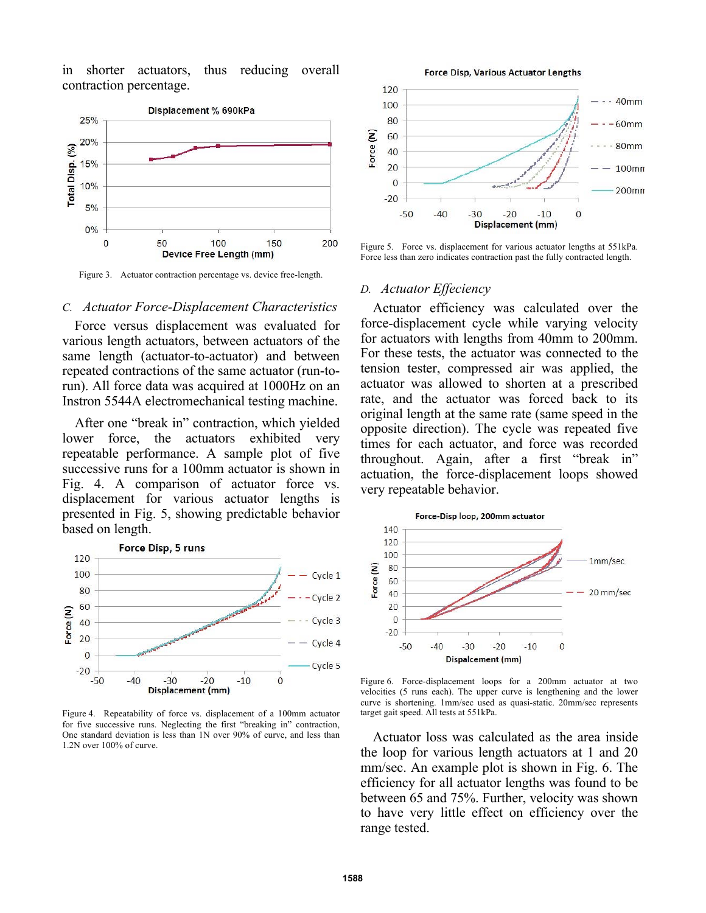in shorter actuators, thus reducing overall contraction percentage.

Figure 3. Actuator contraction percentage vs. device free-length.

### C. *Actuator Force-Displacement Characteristics*

Force versus displacement was evaluated for various length actuators, between actuators of the same length (actuator-to-actuator) and between repeated contractions of the same actuator (run-to-run). All force data was acquired at 1000Hz on an Instron 5544A electromechanical testing machine.

After one “break in” contraction, which yielded lower force, the actuators exhibited very repeatable performance. A sample plot of five successive runs for a 100mm actuator is shown in Fig. 4. A comparison of actuator force vs. displacement for various actuator lengths is presented in Fig. 5, showing predictable behavior based on length.

Figure 4. Repeatability of force vs. displacement of a 100mm actuator for five successive runs. Neglecting the first “breaking in” contraction, One standard deviation is less than 1N over 90% of curve, and less than 1.2N over 100% of curve.

Figure 5. Force vs. displacement for various actuator lengths at 551kPa. Force less than zero indicates contraction past the fully contracted length.

### D. *Actuator Effeciency*

Actuator efficiency was calculated over the force-displacement cycle while varying velocity for actuators with lengths from 40mm to 200mm. For these tests, the actuator was connected to the tension tester, compressed air was applied, the actuator was allowed to shorten at a prescribed rate, and the actuator was forced back to its original length at the same rate (same speed in the opposite direction). The cycle was repeated five times for each actuator, and force was recorded throughout. Again, after a first “break in” actuation, the force-displacement loops showed very repeatable behavior.

Figure 6. Force-displacement loops for a 200mm actuator at two velocities (5 runs each). The upper curve is lengthening and the lower curve is shortening. 1mm/sec used as quasi-static. 20mm/sec represents target gait speed. All tests at 551kPa.

Actuator loss was calculated as the area inside the loop for various length actuators at 1 and 20 mm/sec. An example plot is shown in Fig. 6. The efficiency for all actuator lengths was found to be between 65 and 75%. Further, velocity was shown to have very little effect on efficiency over the range tested.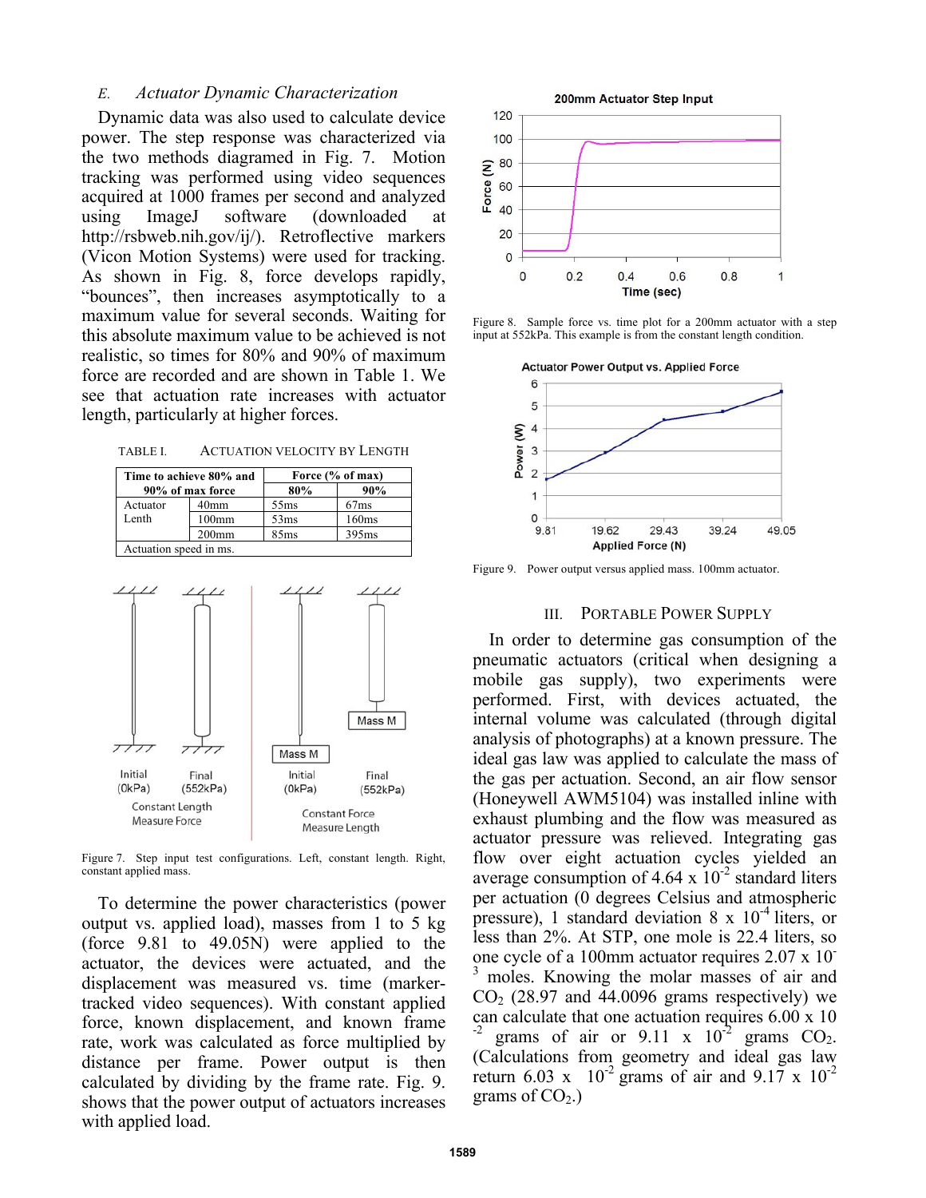### E. Actuator Dynamic Characterization

Dynamic data was also used to calculate device power. The step response was characterized via the two methods diagramed in Fig. 7. Motion tracking was performed using video sequences acquired at 1000 frames per second and analyzed using ImageJ software (downloaded at http://rsbweb.nih.gov/ij/). Retroflective markers (Vicon Motion Systems) were used for tracking. As shown in Fig. 8, force develops rapidly, "bounces", then increases asymptotically to a maximum value for several seconds. Waiting for this absolute maximum value to be achieved is not realistic, so times for 80% and 90% of maximum force are recorded and are shown in Table 1. We see that actuation rate increases with actuator length, particularly at higher forces.

TABLE I. ACTUATION VELOCITY BY LENGTH

| Time to achieve 80% and 90% of max force | | Force (% of max) | |
|---|---|---|---|
| | | 80% | 90% |
| Actuator Lenth | 40mm | 55ms | 67ms |
| | 100mm | 53ms | 160ms |
| | 200mm | 85ms | 395ms |
| Actuation speed in ms. | | | |

Figure 7. Step input test configurations. Left, constant length. Right, constant applied mass.

To determine the power characteristics (power output vs. applied load), masses from 1 to 5 kg (force 9.81 to 49.05N) were applied to the actuator, the devices were actuated, and the displacement was measured vs. time (marker-tracked video sequences). With constant applied force, known displacement, and known frame rate, work was calculated as force multiplied by distance per frame. Power output is then calculated by dividing by the frame rate. Fig. 9. shows that the power output of actuators increases with applied load.

Figure 8. Sample force vs. time plot for a 200mm actuator with a step input at 552kPa. This example is from the constant length condition.

Figure 9. Power output versus applied mass. 100mm actuator.

## III. PORTABLE POWER SUPPLY

In order to determine gas consumption of the pneumatic actuators (critical when designing a mobile gas supply), two experiments were performed. First, with devices actuated, the internal volume was calculated (through digital analysis of photographs) at a known pressure. The ideal gas law was applied to calculate the mass of the gas per actuation. Second, an air flow sensor (Honeywell AWM5104) was installed inline with exhaust plumbing and the flow was measured as actuator pressure was relieved. Integrating gas flow over eight actuation cycles yielded an average consumption of $4.64 \times 10^{-2}$ standard liters per actuation (0 degrees Celsius and atmospheric pressure), 1 standard deviation $8 \times 10^{-4}$ liters, or less than 2%. At STP, one mole is 22.4 liters, so one cycle of a 100mm actuator requires $2.07 \times 10^{-3}$ moles. Knowing the molar masses of air and $CO_2$ (28.97 and 44.0096 grams respectively) we can calculate that one actuation requires $6.00 \times 10^{-2}$ grams of air or $9.11 \times 10^{-2}$ grams $CO_2$. (Calculations from geometry and ideal gas law return $6.03 \times 10^{-2}$ grams of air and $9.17 \times 10^{-2}$ grams of $CO_2$.)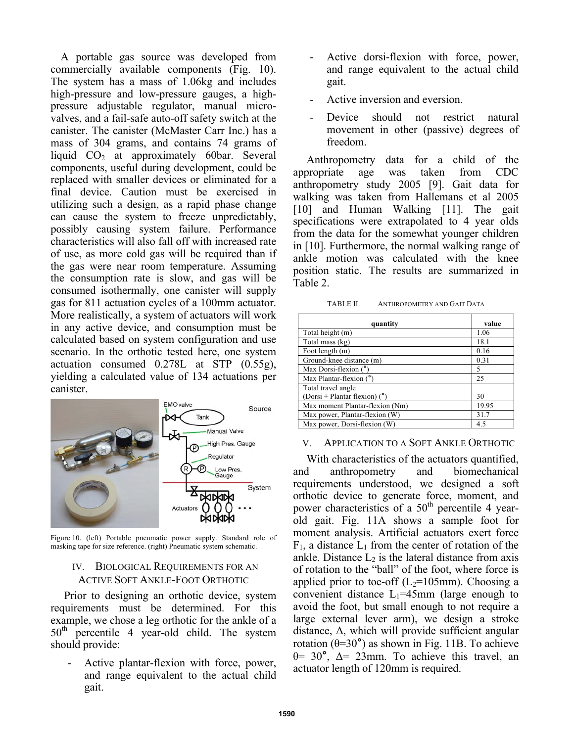A portable gas source was developed from commercially available components (Fig. 10). The system has a mass of 1.06kg and includes high-pressure and low-pressure gauges, a high-pressure adjustable regulator, manual micro-valves, and a fail-safe auto-off safety switch at the canister. The canister (McMaster Carr Inc.) has a mass of 304 grams, and contains 74 grams of liquid $CO_2$ at approximately 60bar. Several components, useful during development, could be replaced with smaller devices or eliminated for a final device. Caution must be exercised in utilizing such a design, as a rapid phase change can cause the system to freeze unpredictably, possibly causing system failure. Performance characteristics will also fall off with increased rate of use, as more cold gas will be required than if the gas were near room temperature. Assuming the consumption rate is slow, and gas will be consumed isothermally, one canister will supply gas for 811 actuation cycles of a 100mm actuator. More realistically, a system of actuators will work in any active device, and consumption must be calculated based on system configuration and use scenario. In the orthotic tested here, one system actuation consumed 0.278L at STP (0.55g), yielding a calculated value of 134 actuations per canister.

Figure 10. (left) Portable pneumatic power supply. Standard role of masking tape for size reference. (right) Pneumatic system schematic.

## IV. Biological Requirements for an Active Soft Ankle-Foot Orthotic

Prior to designing an orthotic device, system requirements must be determined. For this example, we chose a leg orthotic for the ankle of a 50[th] percentile 4 year-old child. The system should provide:

- Active plantar-flexion with force, power, and range equivalent to the actual child gait.
- Active dorsi-flexion with force, power, and range equivalent to the actual child gait.
- Active inversion and eversion.
- Device should not restrict natural movement in other (passive) degrees of freedom.

Anthropometry data for a child of the appropriate age was taken from CDC anthropometry study 2005 [9]. Gait data for walking was taken from Hallemans et al 2005 [10] and Human Walking [11]. The gait specifications were extrapolated to 4 year olds from the data for the somewhat younger children in [10]. Furthermore, the normal walking range of ankle motion was calculated with the knee position static. The results are summarized in Table 2.

TABLE II. Anthropometry and Gait Data

| quantity | value |
|---|---|
| Total height (m) | 1.06 |
| Total mass (kg) | 18.1 |
| Foot length (m) | 0.16 |
| Ground-knee distance (m) | 0.31 |
| Max Dorsi-flexion (°) | 5 |
| Max Plantar-flexion (°) | 25 |
| Total travel angle (Dorsi + Plantar flexion) (°) | 30 |
| Max moment Plantar-flexion (Nm) | 19.95 |
| Max power, Plantar-flexion (W) | 31.7 |
| Max power, Dorsi-flexion (W) | 4.5 |

## V. Application to a Soft Ankle Orthotic

With characteristics of the actuators quantified, and anthropometry and biomechanical requirements understood, we designed a soft orthotic device to generate force, moment, and power characteristics of a 50[th] percentile 4 year-old gait. Fig. 11A shows a sample foot for moment analysis. Artificial actuators exert force $F_1$, a distance $L_1$ from the center of rotation of the ankle. Distance $L_2$ is the lateral distance from axis of rotation to the "ball" of the foot, where force is applied prior to toe-off ($L_2$=105mm). Choosing a convenient distance $L_1$=45mm (large enough to avoid the foot, but small enough to not require a large external lever arm), we design a stroke distance, $\Delta$, which will provide sufficient angular rotation ($\theta$=30°) as shown in Fig. 11B. To achieve $\theta$= 30°, $\Delta$= 23mm. To achieve this travel, an actuator length of 120mm is required.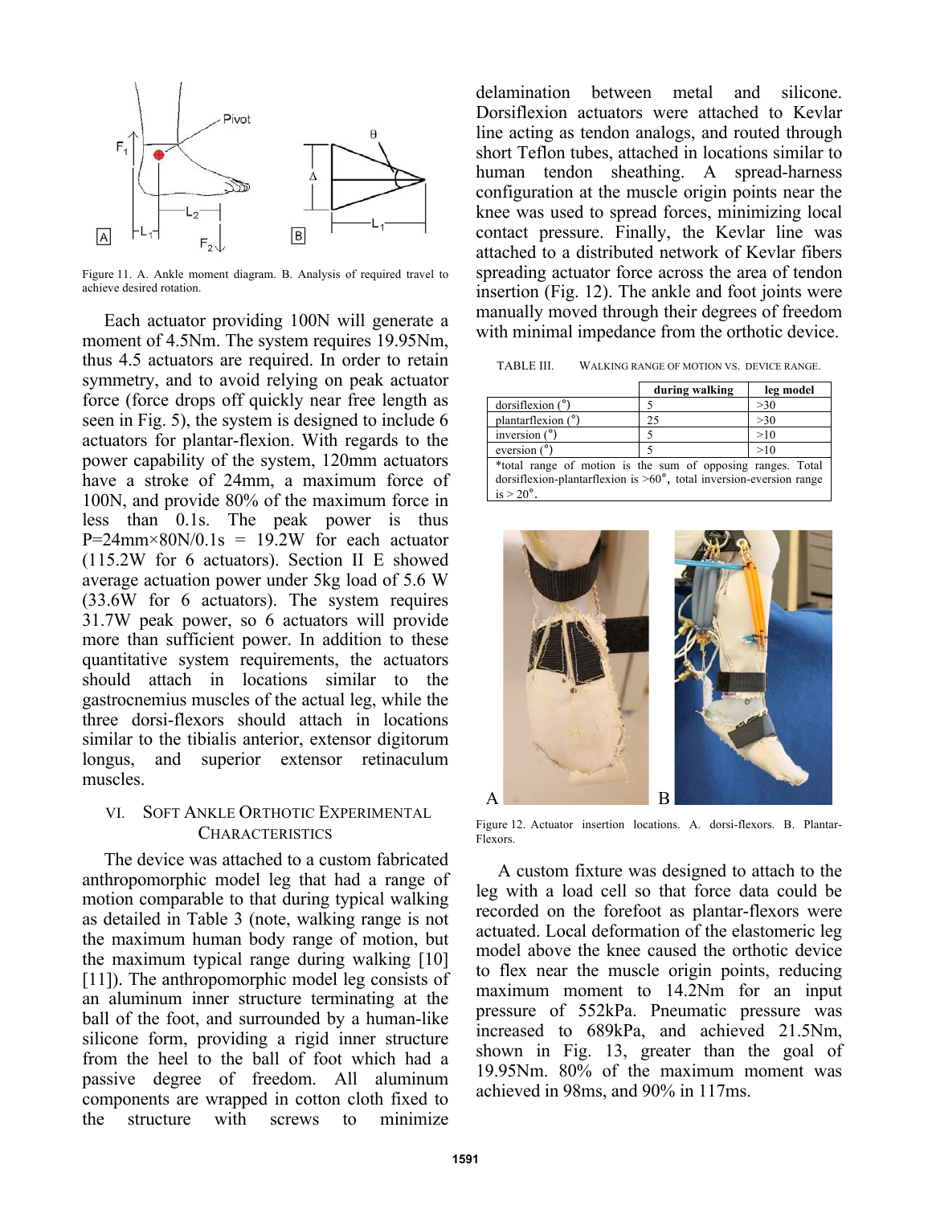Figure 11. A. Ankle moment diagram. B. Analysis of required travel to achieve desired rotation.

Each actuator providing 100N will generate a moment of 4.5Nm. The system requires 19.95Nm, thus 4.5 actuators are required. In order to retain symmetry, and to avoid relying on peak actuator force (force drops off quickly near free length as seen in Fig. 5), the system is designed to include 6 actuators for plantar-flexion. With regards to the power capability of the system, 120mm actuators have a stroke of 24mm, a maximum force of 100N, and provide 80% of the maximum force in less than 0.1s. The peak power is thus P=24mm×80N/0.1s = 19.2W for each actuator (115.2W for 6 actuators). Section II E showed average actuation power under 5kg load of 5.6 W (33.6W for 6 actuators). The system requires 31.7W peak power, so 6 actuators will provide more than sufficient power. In addition to these quantitative system requirements, the actuators should attach in locations similar to the gastrocnemius muscles of the actual leg, while the three dorsi-flexors should attach in locations similar to the tibialis anterior, extensor digitorum longus, and superior extensor retinaculum muscles.

## VI. Soft Ankle Orthotic Experimental Characteristics

The device was attached to a custom fabricated anthropomorphic model leg that had a range of motion comparable to that during typical walking as detailed in Table 3 (note, walking range is not the maximum human body range of motion, but the maximum typical range during walking [10] [11]). The anthropomorphic model leg consists of an aluminum inner structure terminating at the ball of the foot, and surrounded by a human-like silicone form, providing a rigid inner structure from the heel to the ball of foot which had a passive degree of freedom. All aluminum components are wrapped in cotton cloth fixed to the structure with screws to minimize delamination between metal and silicone. Dorsiflexion actuators were attached to Kevlar line acting as tendon analogs, and routed through short Teflon tubes, attached in locations similar to human tendon sheathing. A spread-harness configuration at the muscle origin points near the knee was used to spread forces, minimizing local contact pressure. Finally, the Kevlar line was attached to a distributed network of Kevlar fibers spreading actuator force across the area of tendon insertion (Fig. 12). The ankle and foot joints were manually moved through their degrees of freedom with minimal impedance from the orthotic device.

TABLE III. Walking Range of Motion vs. Device Range.

| | during walking | leg model |
|---|---|---|
| dorsiflexion (°) | 5 | >30 |
| plantarflexion (°) | 25 | >30 |
| inversion (°) | 5 | >10 |
| eversion (°) | 5 | >10 |
| *total range of motion is the sum of opposing ranges. Total dorsiflexion-plantarflexion is >60°, total inversion-eversion range is > 20°. | | |

Figure 12. Actuator insertion locations. A. dorsi-flexors. B. Plantar-Flexors.

A custom fixture was designed to attach to the leg with a load cell so that force data could be recorded on the forefoot as plantar-flexors were actuated. Local deformation of the elastomeric leg model above the knee caused the orthotic device to flex near the muscle origin points, reducing maximum moment to 14.2Nm for an input pressure of 552kPa. Pneumatic pressure was increased to 689kPa, and achieved 21.5Nm, shown in Fig. 13, greater than the goal of 19.95Nm. 80% of the maximum moment was achieved in 98ms, and 90% in 117ms.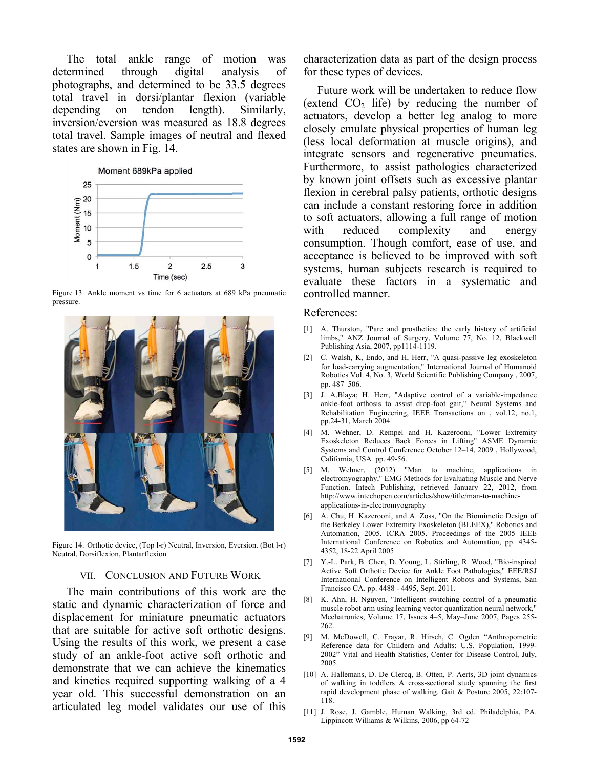The total ankle range of motion was determined through digital analysis of photographs, and determined to be 33.5 degrees total travel in dorsi/plantar flexion (variable depending on tendon length). Similarly, inversion/eversion was measured as 18.8 degrees total travel. Sample images of neutral and flexed states are shown in Fig. 14.

Moment 689kPa applied

Moment (Nm)

25
20
15
10
5
0

1
1.5
2
2.5
3

Time (sec)

Figure 13. Ankle moment vs time for 6 actuators at 689 kPa pneumatic pressure.

Figure 14. Orthotic device, (Top l-r) Neutral, Inversion, Eversion. (Bot l-r) Neutral, Dorsiflexion, Plantarflexion

## VII. Conclusion and Future Work

The main contributions of this work are the static and dynamic characterization of force and displacement for miniature pneumatic actuators that are suitable for active soft orthotic designs. Using the results of this work, we present a case study of an ankle-foot active soft orthotic and demonstrate that we can achieve the kinematics and kinetics required supporting walking of a 4 year old. This successful demonstration on an articulated leg model validates our use of this characterization data as part of the design process for these types of devices.

Future work will be undertaken to reduce flow (extend $CO_2$ life) by reducing the number of actuators, develop a better leg analog to more closely emulate physical properties of human leg (less local deformation at muscle origins), and integrate sensors and regenerative pneumatics. Furthermore, to assist pathologies characterized by known joint offsets such as excessive plantar flexion in cerebral palsy patients, orthotic designs can include a constant restoring force in addition to soft actuators, allowing a full range of motion with reduced complexity and energy consumption. Though comfort, ease of use, and acceptance is believed to be improved with soft systems, human subjects research is required to evaluate these factors in a systematic and controlled manner.

## References:

[1] A. Thurston, "Pare and prosthetics: the early history of artificial limbs," ANZ Journal of Surgery, Volume 77, No. 12, Blackwell Publishing Asia, 2007, pp1114-1119.

[2] C. Walsh, K, Endo, and H, Herr, "A quasi-passive leg exoskeleton for load-carrying augmentation," International Journal of Humanoid Robotics Vol. 4, No. 3, World Scientific Publishing Company , 2007, pp. 487–506.

[3] J. A.Blaya; H. Herr, "Adaptive control of a variable-impedance ankle-foot orthosis to assist drop-foot gait," Neural Systems and Rehabilitation Engineering, IEEE Transactions on , vol.12, no.1, pp.24-31, March 2004

[4] M. Wehner, D. Rempel and H. Kazerooni, "Lower Extremity Exoskeleton Reduces Back Forces in Lifting" ASME Dynamic Systems and Control Conference October 12–14, 2009 , Hollywood, California, USA pp. 49-56.

[5] M. Wehner, (2012) "Man to machine, applications in electromyography," EMG Methods for Evaluating Muscle and Nerve Function. Intech Publishing, retrieved January 22, 2012, from http://www.intechopen.com/articles/show/title/man-to-machine-applications-in-electromyography

[6] A. Chu, H. Kazerooni, and A. Zoss, "On the Biomimetic Design of the Berkeley Lower Extremity Exoskeleton (BLEEX)," Robotics and Automation, 2005. ICRA 2005. Proceedings of the 2005 IEEE International Conference on Robotics and Automation, pp. 4345-4352, 18-22 April 2005

[7] Y.-L. Park, B. Chen, D. Young, L. Stirling, R. Wood, "Bio-inspired Active Soft Orthotic Device for Ankle Foot Pathologies," EEE/RSJ International Conference on Intelligent Robots and Systems, San Francisco CA. pp. 4488 - 4495, Sept. 2011.

[8] K. Ahn, H. Nguyen, "Intelligent switching control of a pneumatic muscle robot arm using learning vector quantization neural network," Mechatronics, Volume 17, Issues 4–5, May–June 2007, Pages 255-262.

[9] M. McDowell, C. Frayar, R. Hirsch, C. Ogden "Anthropometric Reference data for Childern and Adults: U.S. Population, 1999-2002" Vital and Health Statistics, Center for Disease Control, July, 2005.

[10] A. Hallemans, D. De Clercq, B. Otten, P. Aerts, 3D joint dynamics of walking in toddlers A cross-sectional study spanning the first rapid development phase of walking. Gait & Posture 2005, 22:107-118.

[11] J. Rose, J. Gamble, Human Walking, 3rd ed. Philadelphia, PA. Lippincott Williams & Wilkins, 2006, pp 64-72